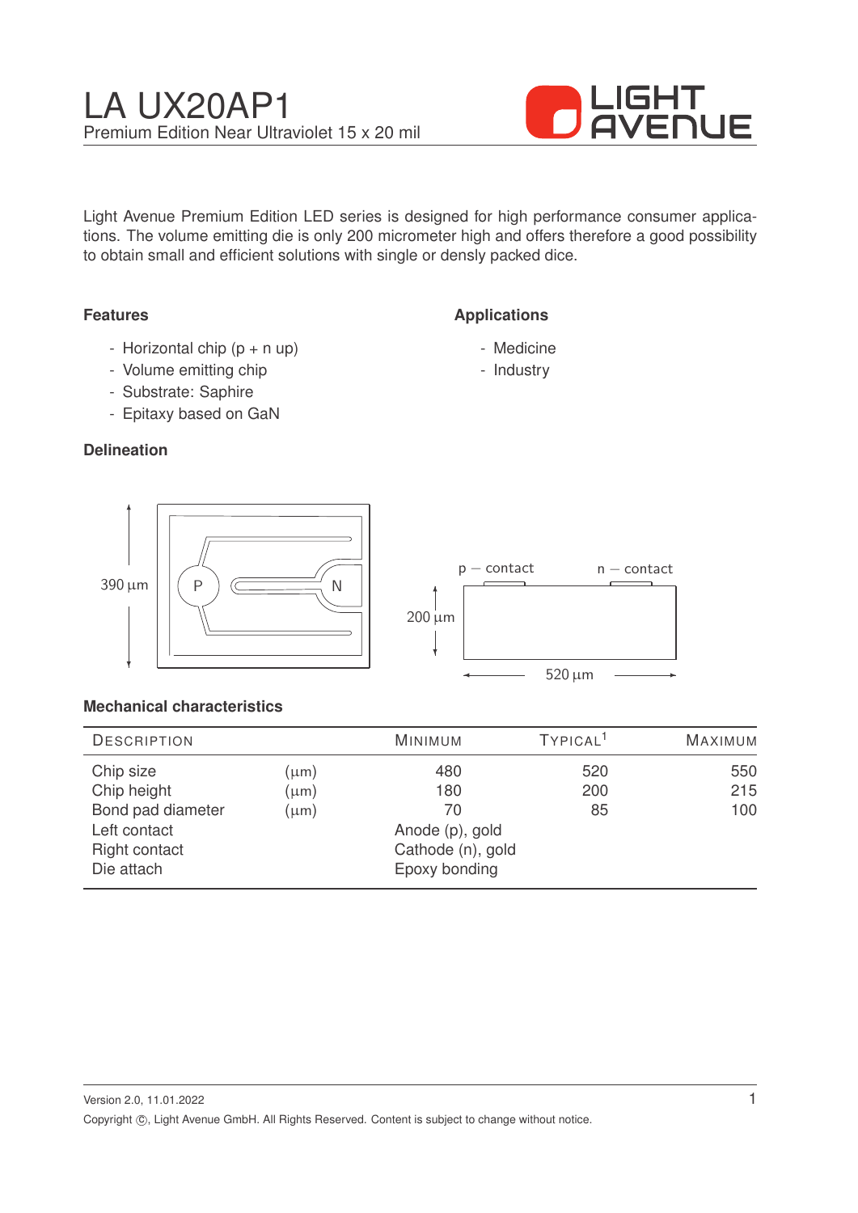# LA UX20AP1

Premium Edition Near Ultraviolet 15 x 20 mil

Light Avenue Premium Edition LED series is designed for high performance consumer applications. The volume emitting die is only 200 micrometer high and offers therefore a good possibility to obtain small and efficient solutions with single or densly packed dice.

### Features

- Horizontal chip (p + n up)
- Volume emitting chip
- Substrate: Saphire
- Epitaxy based on GaN

### Applications

- Medicine
- Industry

### Delineation

390 μm

P

N

p − contact

n − contact

200 μm

520 μm

### Mechanical characteristics

| Description | | Minimum | Typical[1] | Maximum |
|---|---|---|---|---|
| Chip size | (μm) | 480 | 520 | 550 |
| Chip height | (μm) | 180 | 200 | 215 |
| Bond pad diameter | (μm) | 70 | 85 | 100 |
| Left contact | | Anode (p), gold | | |
| Right contact | | Cathode (n), gold | | |
| Die attach | | Epoxy bonding | | |

Version 2.0, 11.01.2022

Copyright ©, Light Avenue GmbH. All Rights Reserved. Content is subject to change without notice.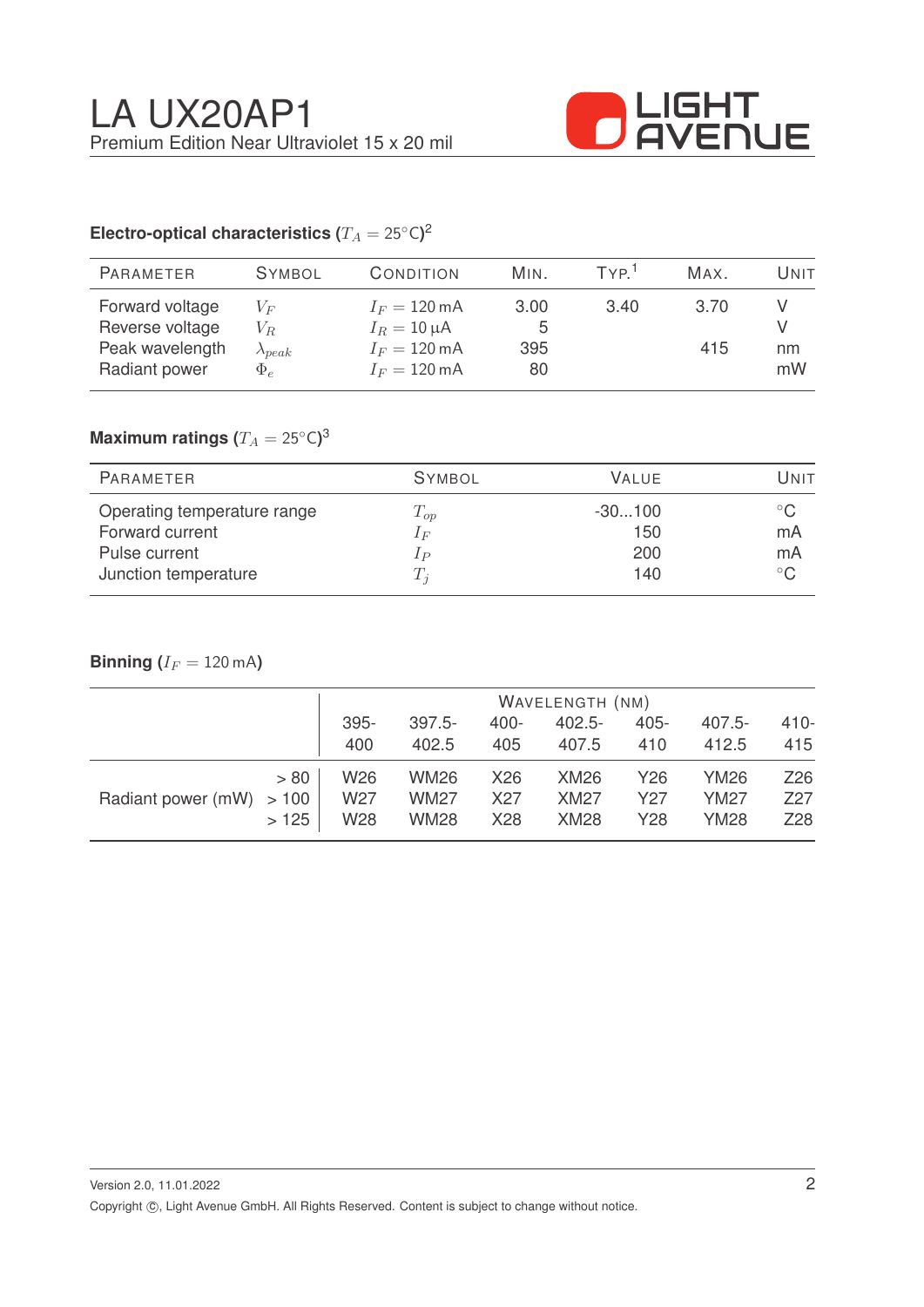# LA UX20AP1

Premium Edition Near Ultraviolet 15 x 20 mil

## Electro-optical characteristics ($T_A = 25°C$)[2]

| Parameter | Symbol | Condition | Min. | Typ.[1] | Max. | Unit |
|---|---|---|---|---|---|---|
| Forward voltage | $V_F$ | $I_F = 120\,mA$ | 3.00 | 3.40 | 3.70 | V |
| Reverse voltage | $V_R$ | $I_R = 10\,\mu A$ | 5 | | | V |
| Peak wavelength | $\lambda_{peak}$ | $I_F = 120\,mA$ | 395 | | 415 | nm |
| Radiant power | $\Phi_e$ | $I_F = 120\,mA$ | 80 | | | mW |

## Maximum ratings ($T_A = 25°C$)[3]

| Parameter | Symbol | Value | Unit |
|---|---|---|---|
| Operating temperature range | $T_{op}$ | -30...100 | °C |
| Forward current | $I_F$ | 150 | mA |
| Pulse current | $I_P$ | 200 | mA |
| Junction temperature | $T_j$ | 140 | °C |

## Binning ($I_F = 120\,mA$)

| | | Wavelength (nm) | | | | | | |
|---|---|---|---|---|---|---|---|---|
| | | 395-400 | 397.5-402.5 | 400-405 | 402.5-407.5 | 405-410 | 407.5-412.5 | 410-415 |
| Radiant power (mW) | > 80 | W26 | WM26 | X26 | XM26 | Y26 | YM26 | Z26 |
| | > 100 | W27 | WM27 | X27 | XM27 | Y27 | YM27 | Z27 |
| | > 125 | W28 | WM28 | X28 | XM28 | Y28 | YM28 | Z28 |

Version 2.0, 11.01.2022

Copyright ©, Light Avenue GmbH. All Rights Reserved. Content is subject to change without notice.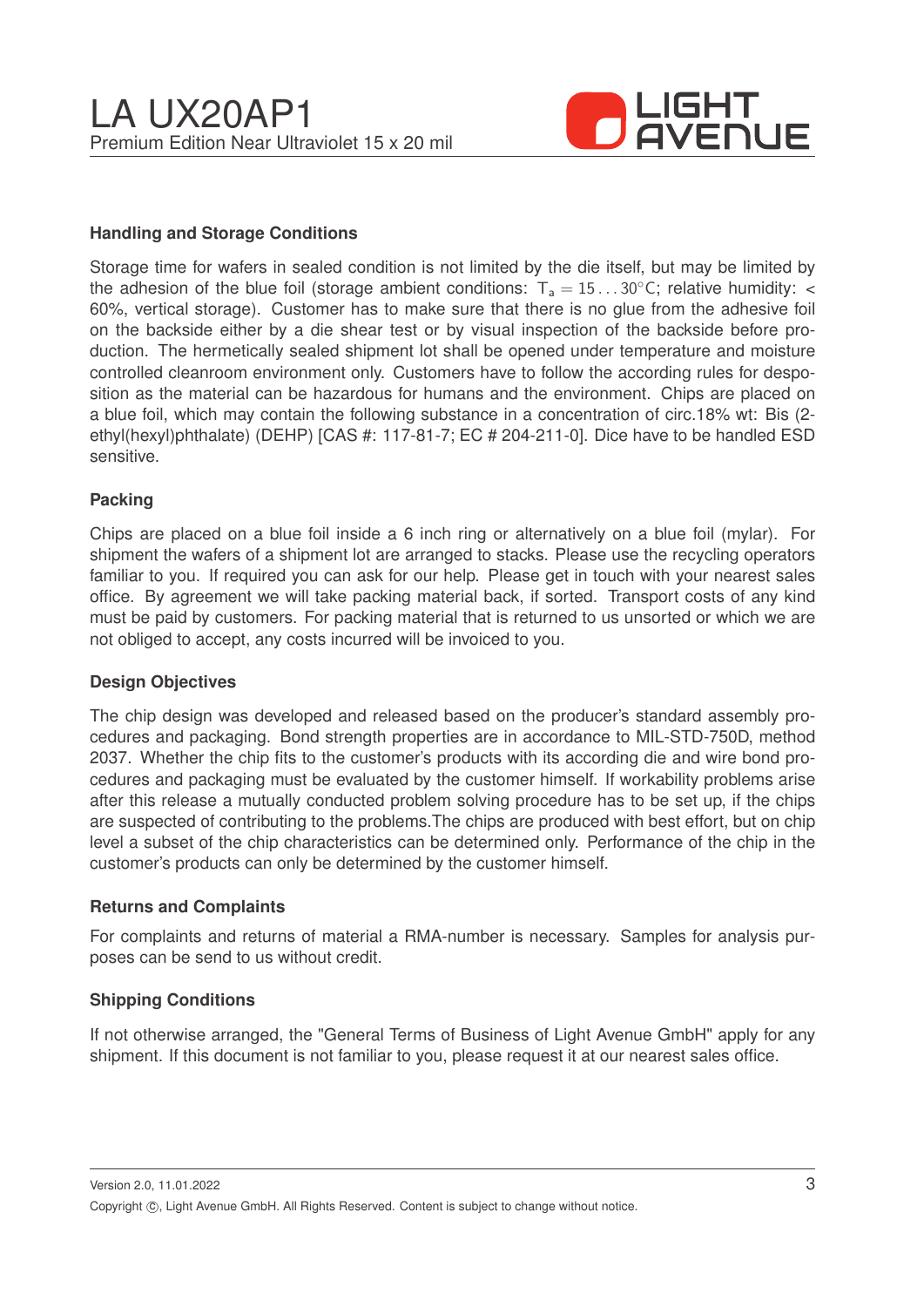## Handling and Storage Conditions

Storage time for wafers in sealed condition is not limited by the die itself, but may be limited by the adhesion of the blue foil (storage ambient conditions: $T_a = 15 \ldots 30°C$; relative humidity: < 60%, vertical storage). Customer has to make sure that there is no glue from the adhesive foil on the backside either by a die shear test or by visual inspection of the backside before production. The hermetically sealed shipment lot shall be opened under temperature and moisture controlled cleanroom environment only. Customers have to follow the according rules for desposition as the material can be hazardous for humans and the environment. Chips are placed on a blue foil, which may contain the following substance in a concentration of circ.18% wt: Bis (2-ethyl(hexyl)phthalate) (DEHP) [CAS #: 117-81-7; EC # 204-211-0]. Dice have to be handled ESD sensitive.

## Packing

Chips are placed on a blue foil inside a 6 inch ring or alternatively on a blue foil (mylar). For shipment the wafers of a shipment lot are arranged to stacks. Please use the recycling operators familiar to you. If required you can ask for our help. Please get in touch with your nearest sales office. By agreement we will take packing material back, if sorted. Transport costs of any kind must be paid by customers. For packing material that is returned to us unsorted or which we are not obliged to accept, any costs incurred will be invoiced to you.

## Design Objectives

The chip design was developed and released based on the producer's standard assembly procedures and packaging. Bond strength properties are in accordance to MIL-STD-750D, method 2037. Whether the chip fits to the customer's products with its according die and wire bond procedures and packaging must be evaluated by the customer himself. If workability problems arise after this release a mutually conducted problem solving procedure has to be set up, if the chips are suspected of contributing to the problems.The chips are produced with best effort, but on chip level a subset of the chip characteristics can be determined only. Performance of the chip in the customer's products can only be determined by the customer himself.

## Returns and Complaints

For complaints and returns of material a RMA-number is necessary. Samples for analysis purposes can be send to us without credit.

## Shipping Conditions

If not otherwise arranged, the "General Terms of Business of Light Avenue GmbH" apply for any shipment. If this document is not familiar to you, please request it at our nearest sales office.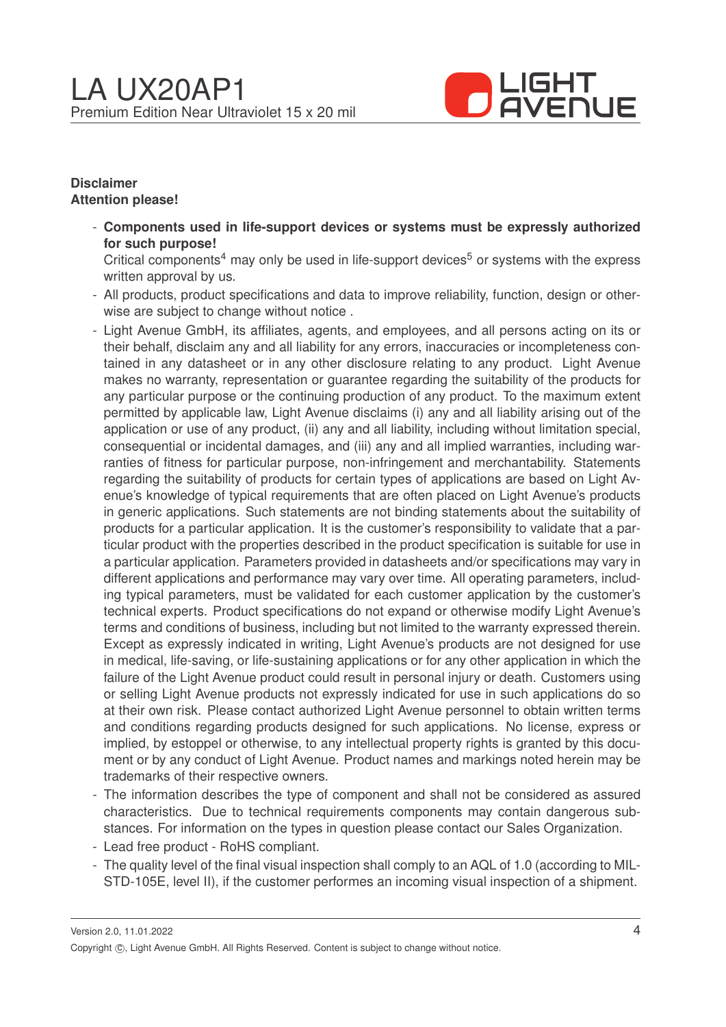**Disclaimer**
**Attention please!**

- **Components used in life-support devices or systems must be expressly authorized for such purpose!**
  Critical components[4] may only be used in life-support devices[5] or systems with the express written approval by us.
- All products, product specifications and data to improve reliability, function, design or otherwise are subject to change without notice .
- Light Avenue GmbH, its affiliates, agents, and employees, and all persons acting on its or their behalf, disclaim any and all liability for any errors, inaccuracies or incompleteness contained in any datasheet or in any other disclosure relating to any product. Light Avenue makes no warranty, representation or guarantee regarding the suitability of the products for any particular purpose or the continuing production of any product. To the maximum extent permitted by applicable law, Light Avenue disclaims (i) any and all liability arising out of the application or use of any product, (ii) any and all liability, including without limitation special, consequential or incidental damages, and (iii) any and all implied warranties, including warranties of fitness for particular purpose, non-infringement and merchantability. Statements regarding the suitability of products for certain types of applications are based on Light Avenue's knowledge of typical requirements that are often placed on Light Avenue's products in generic applications. Such statements are not binding statements about the suitability of products for a particular application. It is the customer's responsibility to validate that a particular product with the properties described in the product specification is suitable for use in a particular application. Parameters provided in datasheets and/or specifications may vary in different applications and performance may vary over time. All operating parameters, including typical parameters, must be validated for each customer application by the customer's technical experts. Product specifications do not expand or otherwise modify Light Avenue's terms and conditions of business, including but not limited to the warranty expressed therein. Except as expressly indicated in writing, Light Avenue's products are not designed for use in medical, life-saving, or life-sustaining applications or for any other application in which the failure of the Light Avenue product could result in personal injury or death. Customers using or selling Light Avenue products not expressly indicated for use in such applications do so at their own risk. Please contact authorized Light Avenue personnel to obtain written terms and conditions regarding products designed for such applications. No license, express or implied, by estoppel or otherwise, to any intellectual property rights is granted by this document or by any conduct of Light Avenue. Product names and markings noted herein may be trademarks of their respective owners.
- The information describes the type of component and shall not be considered as assured characteristics. Due to technical requirements components may contain dangerous substances. For information on the types in question please contact our Sales Organization.
- Lead free product - RoHS compliant.
- The quality level of the final visual inspection shall comply to an AQL of 1.0 (according to MIL-STD-105E, level II), if the customer performes an incoming visual inspection of a shipment.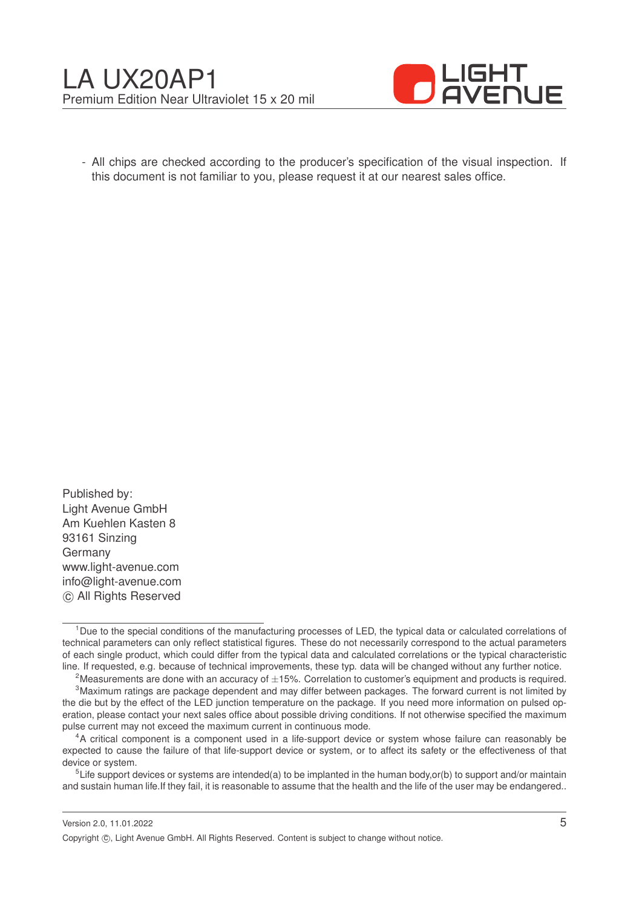- All chips are checked according to the producer's specification of the visual inspection. If this document is not familiar to you, please request it at our nearest sales office.

Published by:
Light Avenue GmbH
Am Kuehlen Kasten 8
93161 Sinzing
Germany
www.light-avenue.com
info@light-avenue.com
© All Rights Reserved

---

[1]Due to the special conditions of the manufacturing processes of LED, the typical data or calculated correlations of technical parameters can only reflect statistical figures. These do not necessarily correspond to the actual parameters of each single product, which could differ from the typical data and calculated correlations or the typical characteristic line. If requested, e.g. because of technical improvements, these typ. data will be changed without any further notice.

[2]Measurements are done with an accuracy of $\pm$15%. Correlation to customer's equipment and products is required.

[3]Maximum ratings are package dependent and may differ between packages. The forward current is not limited by the die but by the effect of the LED junction temperature on the package. If you need more information on pulsed operation, please contact your next sales office about possible driving conditions. If not otherwise specified the maximum pulse current may not exceed the maximum current in continuous mode.

[4]A critical component is a component used in a life-support device or system whose failure can reasonably be expected to cause the failure of that life-support device or system, or to affect its safety or the effectiveness of that device or system.

[5]Life support devices or systems are intended(a) to be implanted in the human body,or(b) to support and/or maintain and sustain human life.If they fail, it is reasonable to assume that the health and the life of the user may be endangered..

Version 2.0, 11.01.2022

Copyright ©, Light Avenue GmbH. All Rights Reserved. Content is subject to change without notice.